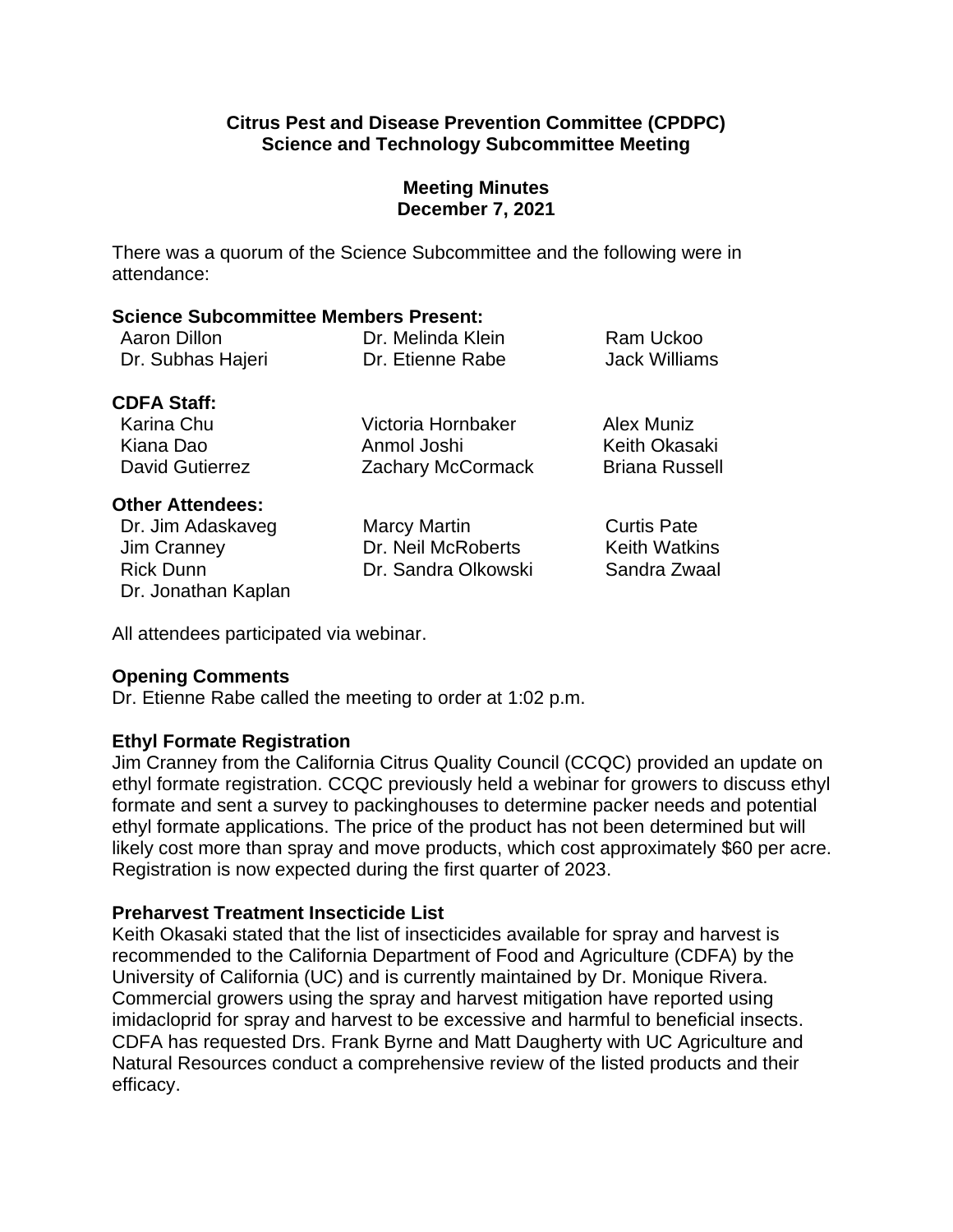**Citrus Pest and Disease Prevention Committee (CPDPC)**
**Science and Technology Subcommittee Meeting**

**Meeting Minutes**
**December 7, 2021**

There was a quorum of the Science Subcommittee and the following were in attendance:

**Science Subcommittee Members Present:**

| | | |
|---|---|---|
| Aaron Dillon | Dr. Melinda Klein | Ram Uckoo |
| Dr. Subhas Hajeri | Dr. Etienne Rabe | Jack Williams |

**CDFA Staff:**

| | | |
|---|---|---|
| Karina Chu | Victoria Hornbaker | Alex Muniz |
| Kiana Dao | Anmol Joshi | Keith Okasaki |
| David Gutierrez | Zachary McCormack | Briana Russell |

**Other Attendees:**

| | | |
|---|---|---|
| Dr. Jim Adaskaveg | Marcy Martin | Curtis Pate |
| Jim Cranney | Dr. Neil McRoberts | Keith Watkins |
| Rick Dunn | Dr. Sandra Olkowski | Sandra Zwaal |
| Dr. Jonathan Kaplan | | |

All attendees participated via webinar.

**Opening Comments**

Dr. Etienne Rabe called the meeting to order at 1:02 p.m.

**Ethyl Formate Registration**

Jim Cranney from the California Citrus Quality Council (CCQC) provided an update on ethyl formate registration. CCQC previously held a webinar for growers to discuss ethyl formate and sent a survey to packinghouses to determine packer needs and potential ethyl formate applications. The price of the product has not been determined but will likely cost more than spray and move products, which cost approximately $60 per acre. Registration is now expected during the first quarter of 2023.

**Preharvest Treatment Insecticide List**

Keith Okasaki stated that the list of insecticides available for spray and harvest is recommended to the California Department of Food and Agriculture (CDFA) by the University of California (UC) and is currently maintained by Dr. Monique Rivera. Commercial growers using the spray and harvest mitigation have reported using imidacloprid for spray and harvest to be excessive and harmful to beneficial insects. CDFA has requested Drs. Frank Byrne and Matt Daugherty with UC Agriculture and Natural Resources conduct a comprehensive review of the listed products and their efficacy.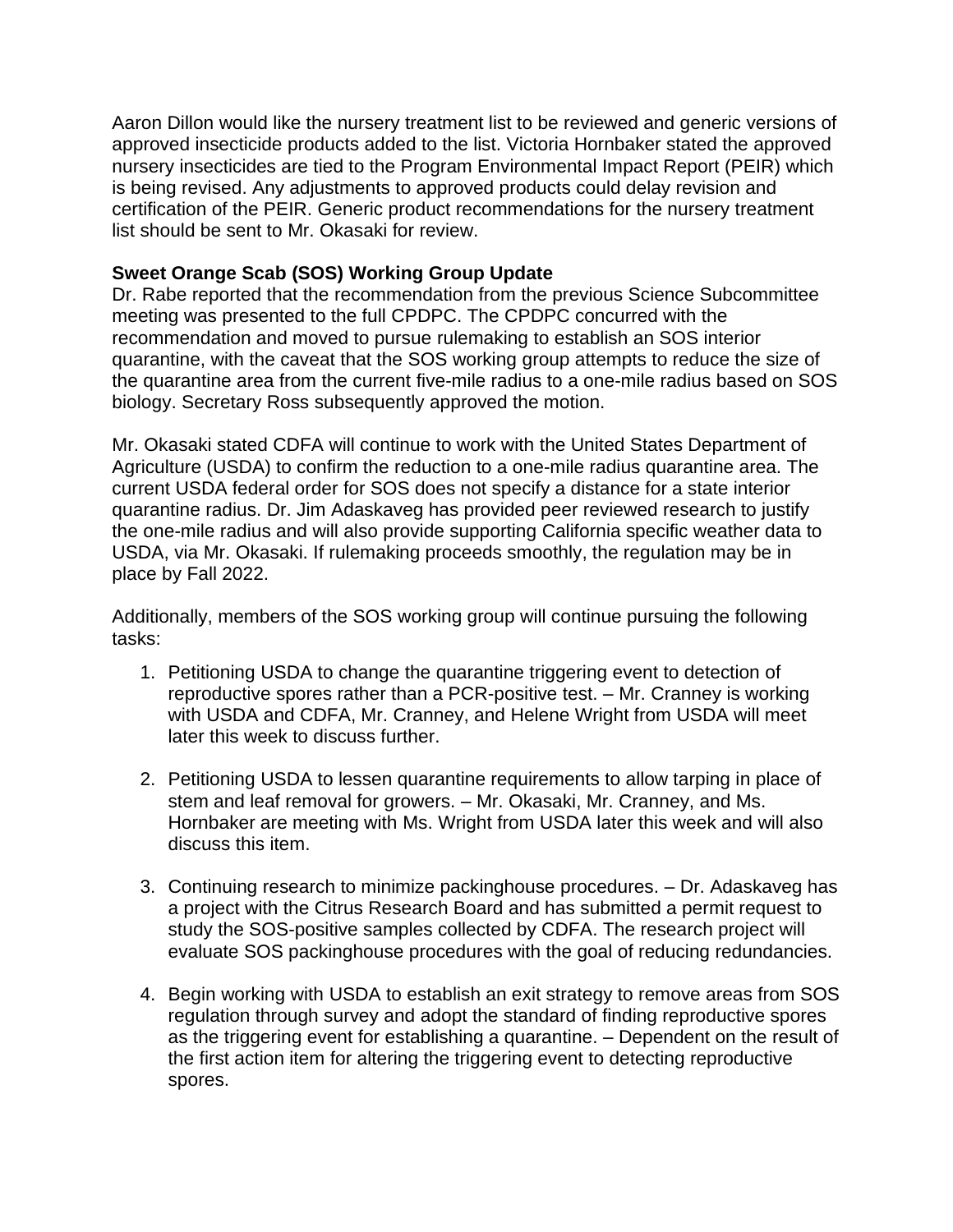Aaron Dillon would like the nursery treatment list to be reviewed and generic versions of approved insecticide products added to the list. Victoria Hornbaker stated the approved nursery insecticides are tied to the Program Environmental Impact Report (PEIR) which is being revised. Any adjustments to approved products could delay revision and certification of the PEIR. Generic product recommendations for the nursery treatment list should be sent to Mr. Okasaki for review.

**Sweet Orange Scab (SOS) Working Group Update**

Dr. Rabe reported that the recommendation from the previous Science Subcommittee meeting was presented to the full CPDPC. The CPDPC concurred with the recommendation and moved to pursue rulemaking to establish an SOS interior quarantine, with the caveat that the SOS working group attempts to reduce the size of the quarantine area from the current five-mile radius to a one-mile radius based on SOS biology. Secretary Ross subsequently approved the motion.

Mr. Okasaki stated CDFA will continue to work with the United States Department of Agriculture (USDA) to confirm the reduction to a one-mile radius quarantine area. The current USDA federal order for SOS does not specify a distance for a state interior quarantine radius. Dr. Jim Adaskaveg has provided peer reviewed research to justify the one-mile radius and will also provide supporting California specific weather data to USDA, via Mr. Okasaki. If rulemaking proceeds smoothly, the regulation may be in place by Fall 2022.

Additionally, members of the SOS working group will continue pursuing the following tasks:

1. Petitioning USDA to change the quarantine triggering event to detection of reproductive spores rather than a PCR-positive test. – Mr. Cranney is working with USDA and CDFA, Mr. Cranney, and Helene Wright from USDA will meet later this week to discuss further.

2. Petitioning USDA to lessen quarantine requirements to allow tarping in place of stem and leaf removal for growers. – Mr. Okasaki, Mr. Cranney, and Ms. Hornbaker are meeting with Ms. Wright from USDA later this week and will also discuss this item.

3. Continuing research to minimize packinghouse procedures. – Dr. Adaskaveg has a project with the Citrus Research Board and has submitted a permit request to study the SOS-positive samples collected by CDFA. The research project will evaluate SOS packinghouse procedures with the goal of reducing redundancies.

4. Begin working with USDA to establish an exit strategy to remove areas from SOS regulation through survey and adopt the standard of finding reproductive spores as the triggering event for establishing a quarantine. – Dependent on the result of the first action item for altering the triggering event to detecting reproductive spores.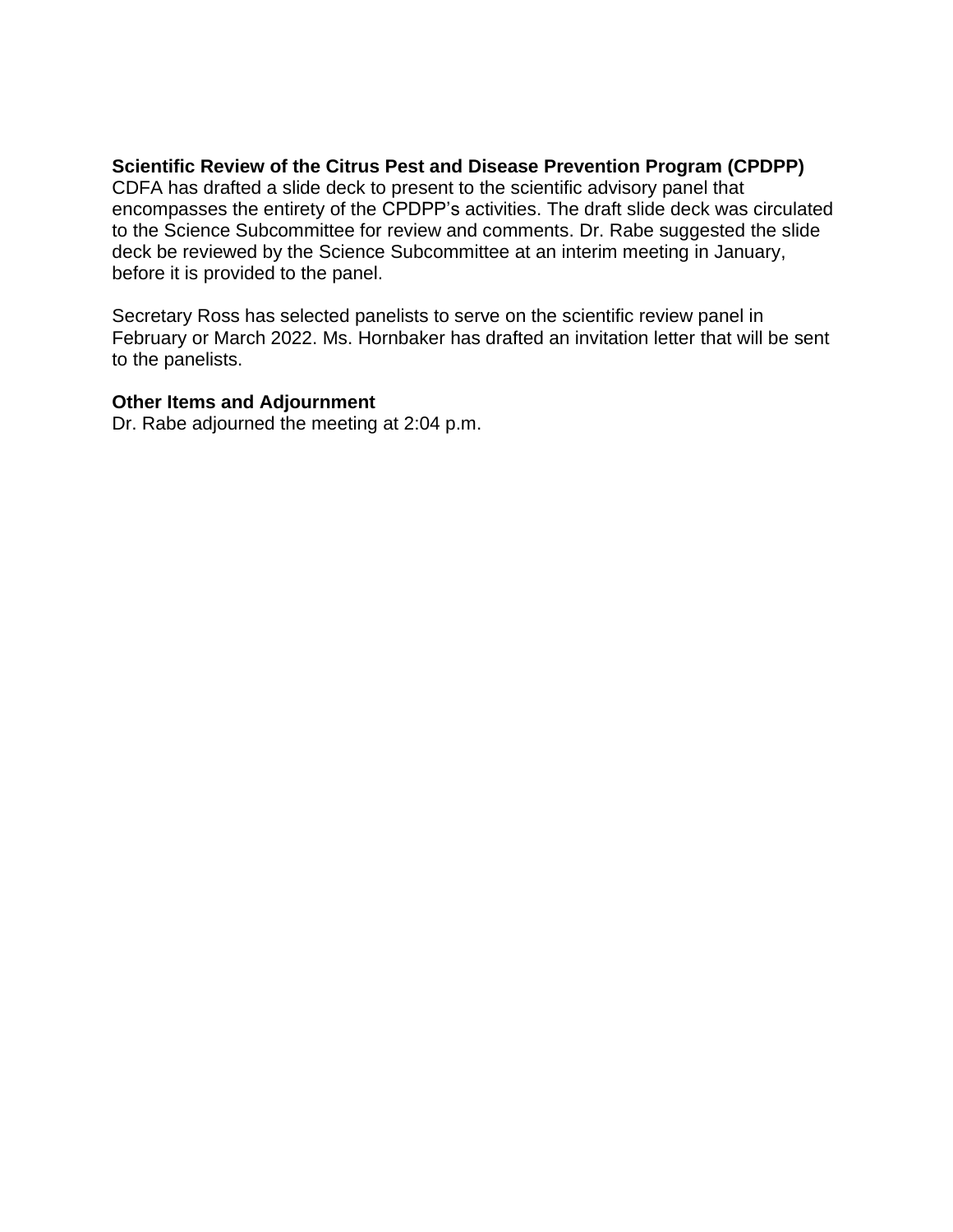**Scientific Review of the Citrus Pest and Disease Prevention Program (CPDPP)**
CDFA has drafted a slide deck to present to the scientific advisory panel that encompasses the entirety of the CPDPP's activities. The draft slide deck was circulated to the Science Subcommittee for review and comments. Dr. Rabe suggested the slide deck be reviewed by the Science Subcommittee at an interim meeting in January, before it is provided to the panel.

Secretary Ross has selected panelists to serve on the scientific review panel in February or March 2022. Ms. Hornbaker has drafted an invitation letter that will be sent to the panelists.

**Other Items and Adjournment**
Dr. Rabe adjourned the meeting at 2:04 p.m.